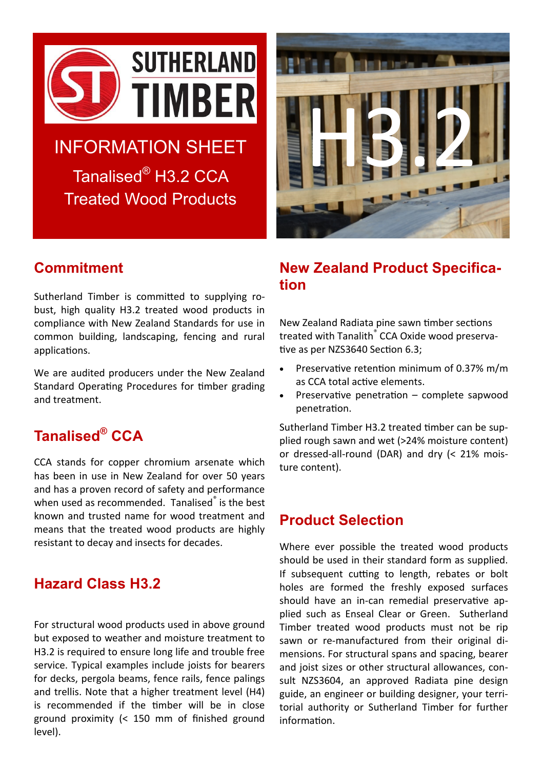# SUTHERLAND TIMBER

## INFORMATION SHEET

### Tanalised® H3.2 CCA Treated Wood Products

H3.2

## Commitment

Sutherland Timber is committed to supplying robust, high quality H3.2 treated wood products in compliance with New Zealand Standards for use in common building, landscaping, fencing and rural applications.

We are audited producers under the New Zealand Standard Operating Procedures for timber grading and treatment.

## Tanalised® CCA

CCA stands for copper chromium arsenate which has been in use in New Zealand for over 50 years and has a proven record of safety and performance when used as recommended. Tanalised® is the best known and trusted name for wood treatment and means that the treated wood products are highly resistant to decay and insects for decades.

## Hazard Class H3.2

For structural wood products used in above ground but exposed to weather and moisture treatment to H3.2 is required to ensure long life and trouble free service. Typical examples include joists for bearers for decks, pergola beams, fence rails, fence palings and trellis. Note that a higher treatment level (H4) is recommended if the timber will be in close ground proximity (< 150 mm of finished ground level).

## New Zealand Product Specification

New Zealand Radiata pine sawn timber sections treated with Tanalith® CCA Oxide wood preservative as per NZS3640 Section 6.3;

- Preservative retention minimum of 0.37% m/m as CCA total active elements.
- Preservative penetration – complete sapwood penetration.

Sutherland Timber H3.2 treated timber can be supplied rough sawn and wet (>24% moisture content) or dressed-all-round (DAR) and dry (< 21% moisture content).

## Product Selection

Where ever possible the treated wood products should be used in their standard form as supplied. If subsequent cutting to length, rebates or bolt holes are formed the freshly exposed surfaces should have an in-can remedial preservative applied such as Enseal Clear or Green. Sutherland Timber treated wood products must not be rip sawn or re-manufactured from their original dimensions. For structural spans and spacing, bearer and joist sizes or other structural allowances, consult NZS3604, an approved Radiata pine design guide, an engineer or building designer, your territorial authority or Sutherland Timber for further information.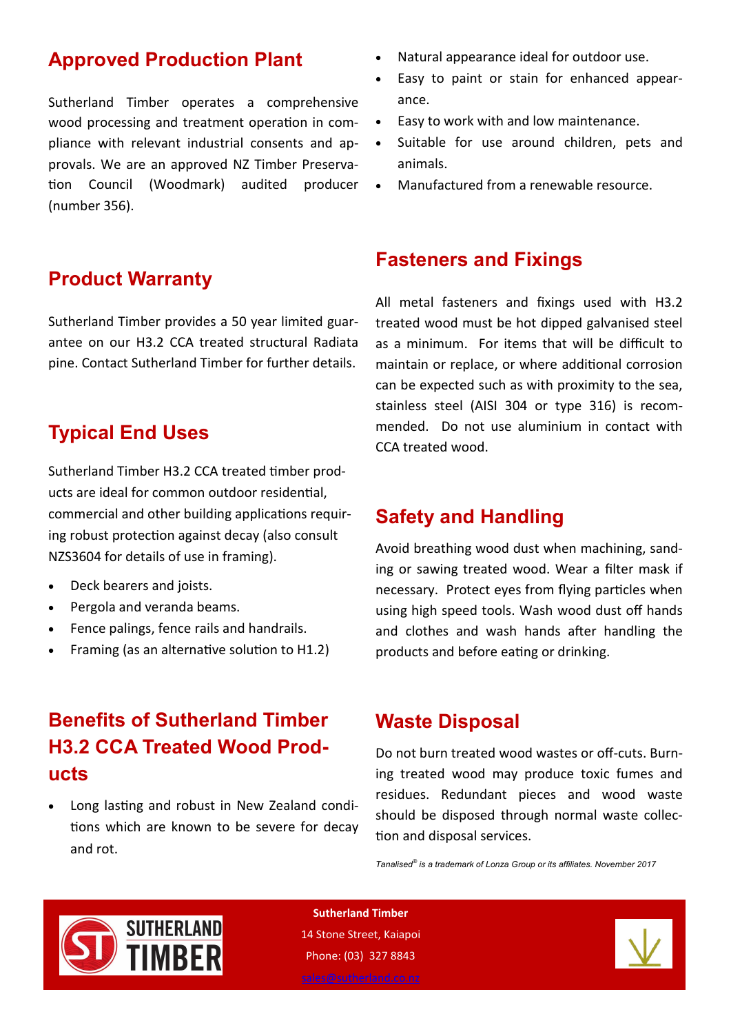## Approved Production Plant

Sutherland Timber operates a comprehensive wood processing and treatment operation in compliance with relevant industrial consents and approvals. We are an approved NZ Timber Preservation Council (Woodmark) audited producer (number 356).

## Product Warranty

Sutherland Timber provides a 50 year limited guarantee on our H3.2 CCA treated structural Radiata pine. Contact Sutherland Timber for further details.

## Typical End Uses

Sutherland Timber H3.2 CCA treated timber products are ideal for common outdoor residential, commercial and other building applications requiring robust protection against decay (also consult NZS3604 for details of use in framing).

- Deck bearers and joists.
- Pergola and veranda beams.
- Fence palings, fence rails and handrails.
- Framing (as an alternative solution to H1.2)

## Benefits of Sutherland Timber H3.2 CCA Treated Wood Products

- Long lasting and robust in New Zealand conditions which are known to be severe for decay and rot.
- Natural appearance ideal for outdoor use.
- Easy to paint or stain for enhanced appearance.
- Easy to work with and low maintenance.
- Suitable for use around children, pets and animals.
- Manufactured from a renewable resource.

## Fasteners and Fixings

All metal fasteners and fixings used with H3.2 treated wood must be hot dipped galvanised steel as a minimum. For items that will be difficult to maintain or replace, or where additional corrosion can be expected such as with proximity to the sea, stainless steel (AISI 304 or type 316) is recommended. Do not use aluminium in contact with CCA treated wood.

## Safety and Handling

Avoid breathing wood dust when machining, sanding or sawing treated wood. Wear a filter mask if necessary. Protect eyes from flying particles when using high speed tools. Wash wood dust off hands and clothes and wash hands after handling the products and before eating or drinking.

## Waste Disposal

Do not burn treated wood wastes or off-cuts. Burning treated wood may produce toxic fumes and residues. Redundant pieces and wood waste should be disposed through normal waste collection and disposal services.

*Tanalised® is a trademark of Lonza Group or its affiliates. November 2017*

**Sutherland Timber**
14 Stone Street, Kaiapoi
Phone: (03) 327 8843
sales@sutherland.co.nz